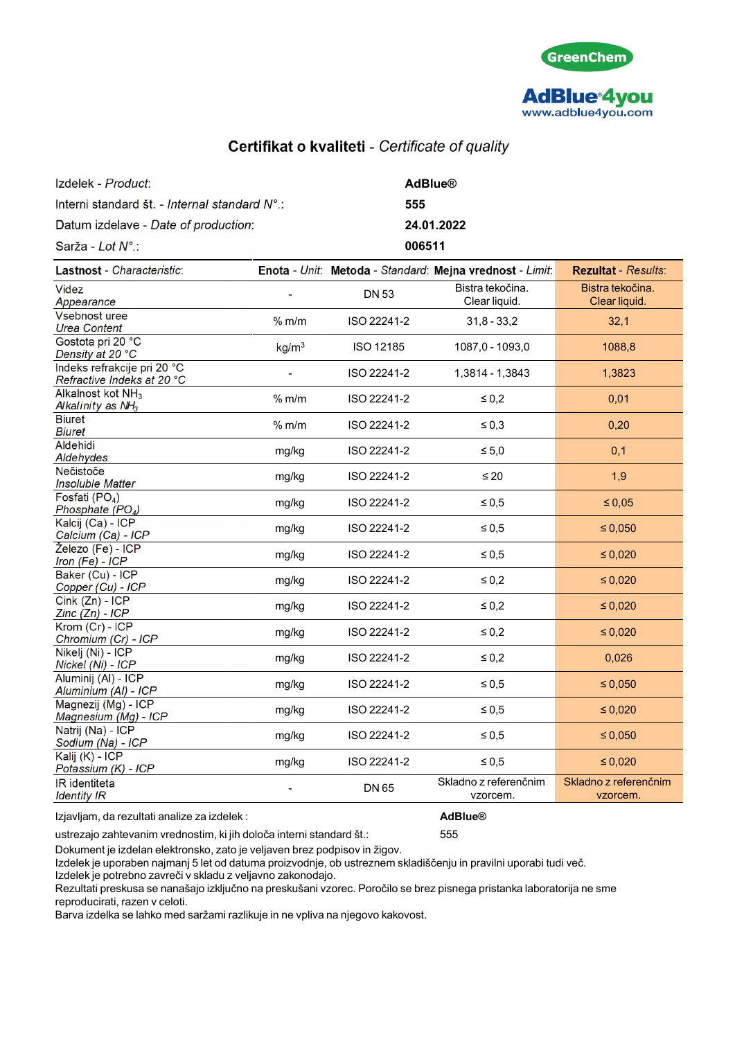GreenChem

AdBlue4you
www.adblue4you.com

# **Certifikat o kvaliteti** - *Certificate of quality*

| | |
|---|---|
| Izdelek - *Product*: | **AdBlue®** |
| Interni standard št. - *Internal standard N°*.: | **555** |
| Datum izdelave - *Date of production*: | **24.01.2022** |
| Sarža - *Lot N°*.: | **006511** |

| **Lastnost** - *Characteristic*: | **Enota** - *Unit*: | **Metoda** - *Standard*: | **Mejna vrednost** - *Limit*: | **Rezultat** - *Results*: |
|---|---|---|---|---|
| Videz *Appearance* | - | DN 53 | Bistra tekočina. Clear liquid. | Bistra tekočina. Clear liquid. |
| Vsebnost uree *Urea Content* | % m/m | ISO 22241-2 | 31,8 - 33,2 | 32,1 |
| Gostota pri 20 °C *Density at 20 °C* | kg/m³ | ISO 12185 | 1087,0 - 1093,0 | 1088,8 |
| Indeks refrakcije pri 20 °C *Refractive Indeks at 20 °C* | - | ISO 22241-2 | 1,3814 - 1,3843 | 1,3823 |
| Alkalnost kot $NH_3$ *Alkalinity as $NH_3$* | % m/m | ISO 22241-2 | ≤ 0,2 | 0,01 |
| Biuret *Biuret* | % m/m | ISO 22241-2 | ≤ 0,3 | 0,20 |
| Aldehidi *Aldehydes* | mg/kg | ISO 22241-2 | ≤ 5,0 | 0,1 |
| Nečistoče *Insoluble Matter* | mg/kg | ISO 22241-2 | ≤ 20 | 1,9 |
| Fosfati ($PO_4$) *Phosphate ($PO_4$)* | mg/kg | ISO 22241-2 | ≤ 0,5 | ≤ 0,05 |
| Kalcij (Ca) - ICP *Calcium (Ca) - ICP* | mg/kg | ISO 22241-2 | ≤ 0,5 | ≤ 0,050 |
| Železo (Fe) - ICP *Iron (Fe) - ICP* | mg/kg | ISO 22241-2 | ≤ 0,5 | ≤ 0,020 |
| Baker (Cu) - ICP *Copper (Cu) - ICP* | mg/kg | ISO 22241-2 | ≤ 0,2 | ≤ 0,020 |
| Cink (Zn) - ICP *Zinc (Zn) - ICP* | mg/kg | ISO 22241-2 | ≤ 0,2 | ≤ 0,020 |
| Krom (Cr) - ICP *Chromium (Cr) - ICP* | mg/kg | ISO 22241-2 | ≤ 0,2 | ≤ 0,020 |
| Nikelj (Ni) - ICP *Nickel (Ni) - ICP* | mg/kg | ISO 22241-2 | ≤ 0,2 | 0,026 |
| Aluminij (Al) - ICP *Aluminium (Al) - ICP* | mg/kg | ISO 22241-2 | ≤ 0,5 | ≤ 0,050 |
| Magnezij (Mg) - ICP *Magnesium (Mg) - ICP* | mg/kg | ISO 22241-2 | ≤ 0,5 | ≤ 0,020 |
| Natrij (Na) - ICP *Sodium (Na) - ICP* | mg/kg | ISO 22241-2 | ≤ 0,5 | ≤ 0,050 |
| Kalij (K) - ICP *Potassium (K) - ICP* | mg/kg | ISO 22241-2 | ≤ 0,5 | ≤ 0,020 |
| IR identiteta *Identity IR* | - | DN 65 | Skladno z referenčnim vzorcem. | Skladno z referenčnim vzorcem. |

Izjavljam, da rezultati analize za izdelek : **AdBlue®**

ustrezajo zahtevanim vrednostim, ki jih določa interni standard št.: 555

Dokument je izdelan elektronsko, zato je veljaven brez podpisov in žigov.
Izdelek je uporaben najmanj 5 let od datuma proizvodnje, ob ustreznem skladiščenju in pravilni uporabi tudi več.
Izdelek je potrebno zavreči v skladu z veljavno zakonodajo.
Rezultati preskusa se nanašajo izključno na preskušani vzorec. Poročilo se brez pisnega pristanka laboratorija ne sme reproducirati, razen v celoti.
Barva izdelka se lahko med saržami razlikuje in ne vpliva na njegovo kakovost.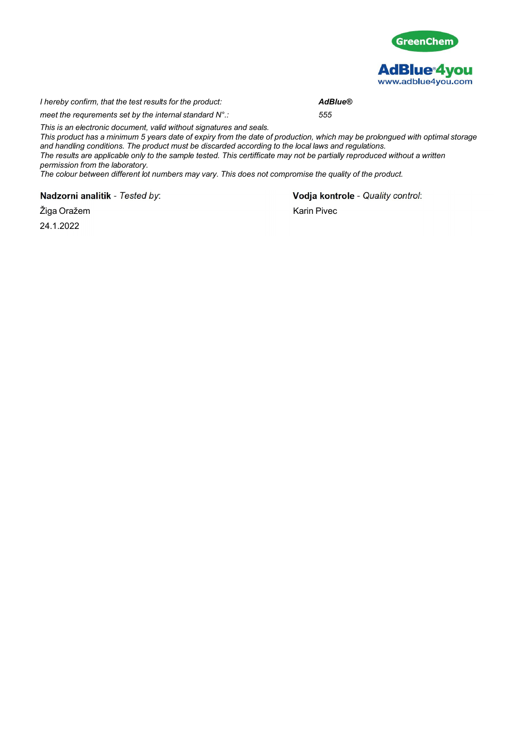GreenChem

AdBlue®4you
www.adblue4you.com

| | |
|---|---|
| *I hereby confirm, that the test results for the product:* | ***AdBlue®*** |
| *meet the requrements set by the internal standard N°.:* | *555* |

*This is an electronic document, valid without signatures and seals.*
*This product has a minimum 5 years date of expiry from the date of production, which may be prolongued with optimal storage and handling conditions. The product must be discarded according to the local laws and regulations.*
*The results are applicable only to the sample tested. This certifficate may not be partially reproduced without a written permission from the laboratory.*
*The colour between different lot numbers may vary. This does not compromise the quality of the product.*

**Nadzorni analitik** - *Tested by*:

Žiga Oražem

24.1.2022

**Vodja kontrole** - *Quality control*:

Karin Pivec